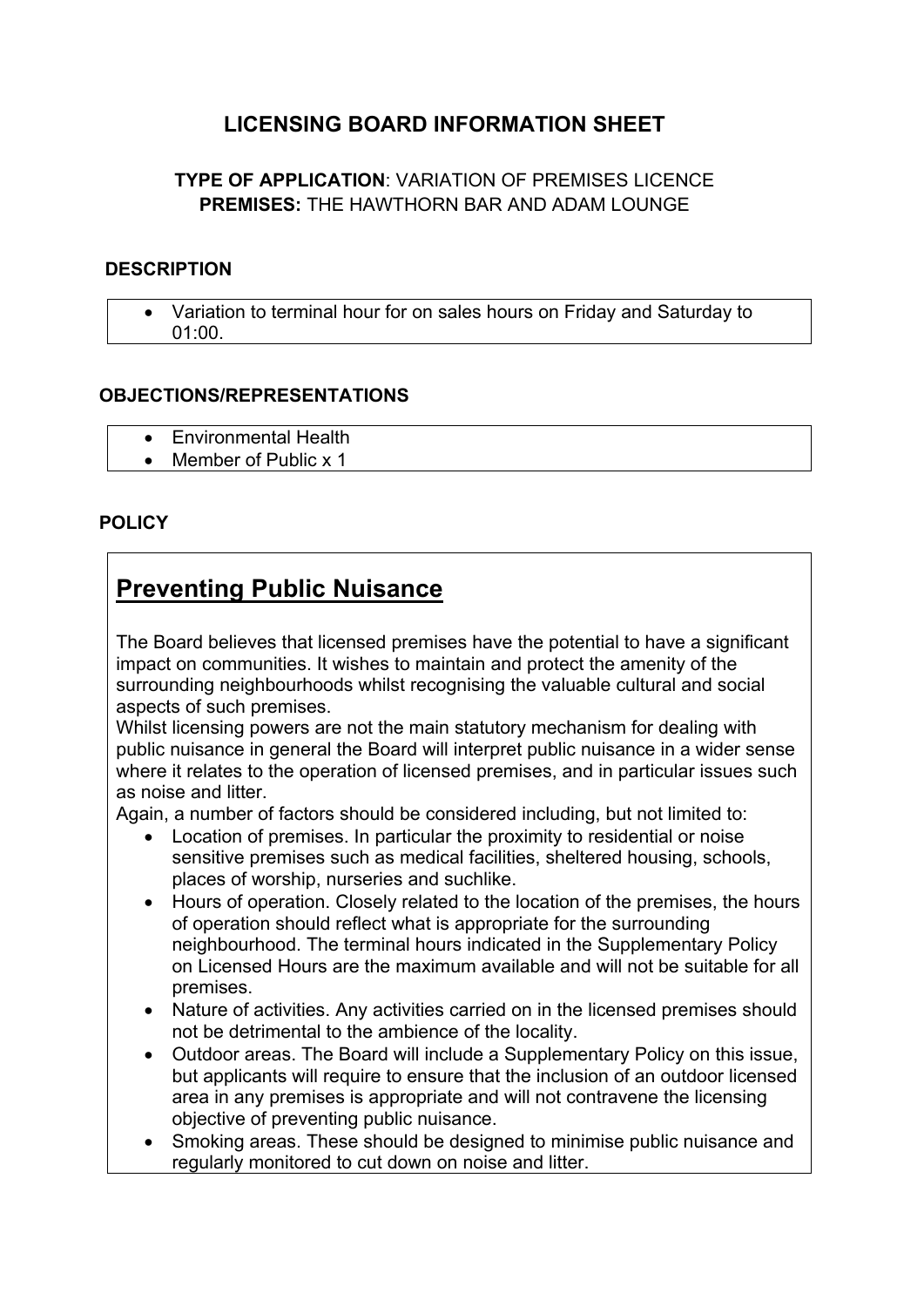# LICENSING BOARD INFORMATION SHEET

**TYPE OF APPLICATION**: VARIATION OF PREMISES LICENCE
**PREMISES:** THE HAWTHORN BAR AND ADAM LOUNGE

## DESCRIPTION

- Variation to terminal hour for on sales hours on Friday and Saturday to 01:00.

## OBJECTIONS/REPRESENTATIONS

- Environmental Health
- Member of Public x 1

## POLICY

### Preventing Public Nuisance

The Board believes that licensed premises have the potential to have a significant impact on communities. It wishes to maintain and protect the amenity of the surrounding neighbourhoods whilst recognising the valuable cultural and social aspects of such premises.

Whilst licensing powers are not the main statutory mechanism for dealing with public nuisance in general the Board will interpret public nuisance in a wider sense where it relates to the operation of licensed premises, and in particular issues such as noise and litter.

Again, a number of factors should be considered including, but not limited to:

- Location of premises. In particular the proximity to residential or noise sensitive premises such as medical facilities, sheltered housing, schools, places of worship, nurseries and suchlike.
- Hours of operation. Closely related to the location of the premises, the hours of operation should reflect what is appropriate for the surrounding neighbourhood. The terminal hours indicated in the Supplementary Policy on Licensed Hours are the maximum available and will not be suitable for all premises.
- Nature of activities. Any activities carried on in the licensed premises should not be detrimental to the ambience of the locality.
- Outdoor areas. The Board will include a Supplementary Policy on this issue, but applicants will require to ensure that the inclusion of an outdoor licensed area in any premises is appropriate and will not contravene the licensing objective of preventing public nuisance.
- Smoking areas. These should be designed to minimise public nuisance and regularly monitored to cut down on noise and litter.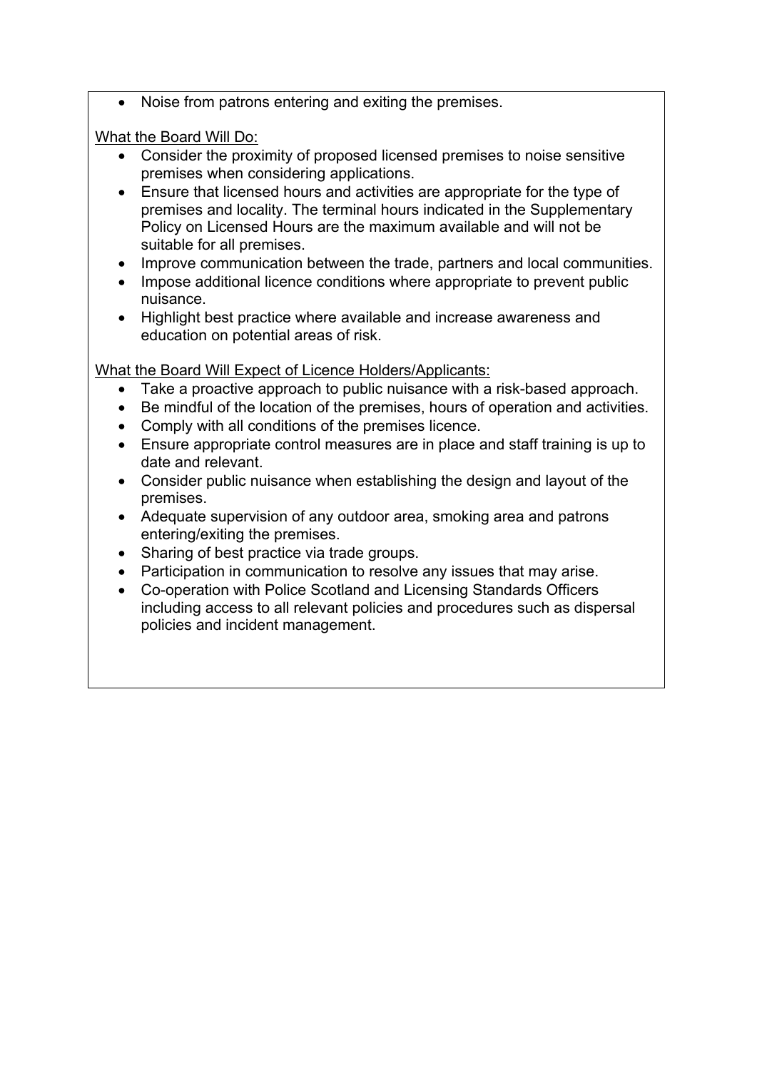- Noise from patrons entering and exiting the premises.

What the Board Will Do:

- Consider the proximity of proposed licensed premises to noise sensitive premises when considering applications.
- Ensure that licensed hours and activities are appropriate for the type of premises and locality. The terminal hours indicated in the Supplementary Policy on Licensed Hours are the maximum available and will not be suitable for all premises.
- Improve communication between the trade, partners and local communities.
- Impose additional licence conditions where appropriate to prevent public nuisance.
- Highlight best practice where available and increase awareness and education on potential areas of risk.

What the Board Will Expect of Licence Holders/Applicants:

- Take a proactive approach to public nuisance with a risk-based approach.
- Be mindful of the location of the premises, hours of operation and activities.
- Comply with all conditions of the premises licence.
- Ensure appropriate control measures are in place and staff training is up to date and relevant.
- Consider public nuisance when establishing the design and layout of the premises.
- Adequate supervision of any outdoor area, smoking area and patrons entering/exiting the premises.
- Sharing of best practice via trade groups.
- Participation in communication to resolve any issues that may arise.
- Co-operation with Police Scotland and Licensing Standards Officers including access to all relevant policies and procedures such as dispersal policies and incident management.